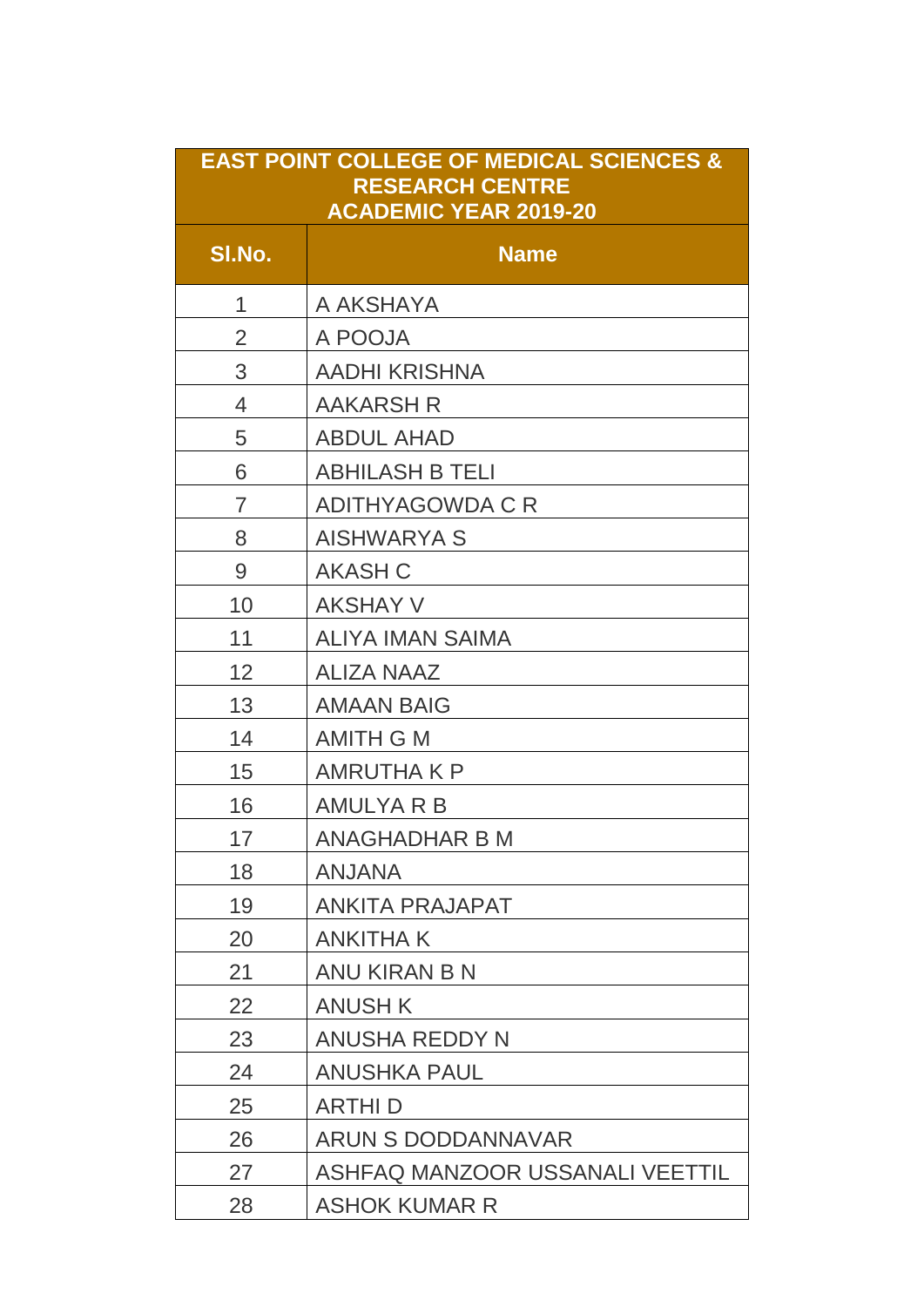| EAST POINT COLLEGE OF MEDICAL SCIENCES & RESEARCH CENTRE ACADEMIC YEAR 2019-20 | |
|---|---|
| **Sl.No.** | **Name** |
| 1 | A AKSHAYA |
| 2 | A POOJA |
| 3 | AADHI KRISHNA |
| 4 | AAKARSH R |
| 5 | ABDUL AHAD |
| 6 | ABHILASH B TELI |
| 7 | ADITHYAGOWDA C R |
| 8 | AISHWARYA S |
| 9 | AKASH C |
| 10 | AKSHAY V |
| 11 | ALIYA IMAN SAIMA |
| 12 | ALIZA NAAZ |
| 13 | AMAAN BAIG |
| 14 | AMITH G M |
| 15 | AMRUTHA K P |
| 16 | AMULYA R B |
| 17 | ANAGHADHAR B M |
| 18 | ANJANA |
| 19 | ANKITA PRAJAPAT |
| 20 | ANKITHA K |
| 21 | ANU KIRAN B N |
| 22 | ANUSH K |
| 23 | ANUSHA REDDY N |
| 24 | ANUSHKA PAUL |
| 25 | ARTHI D |
| 26 | ARUN S DODDANNAVAR |
| 27 | ASHFAQ MANZOOR USSANALI VEETTIL |
| 28 | ASHOK KUMAR R |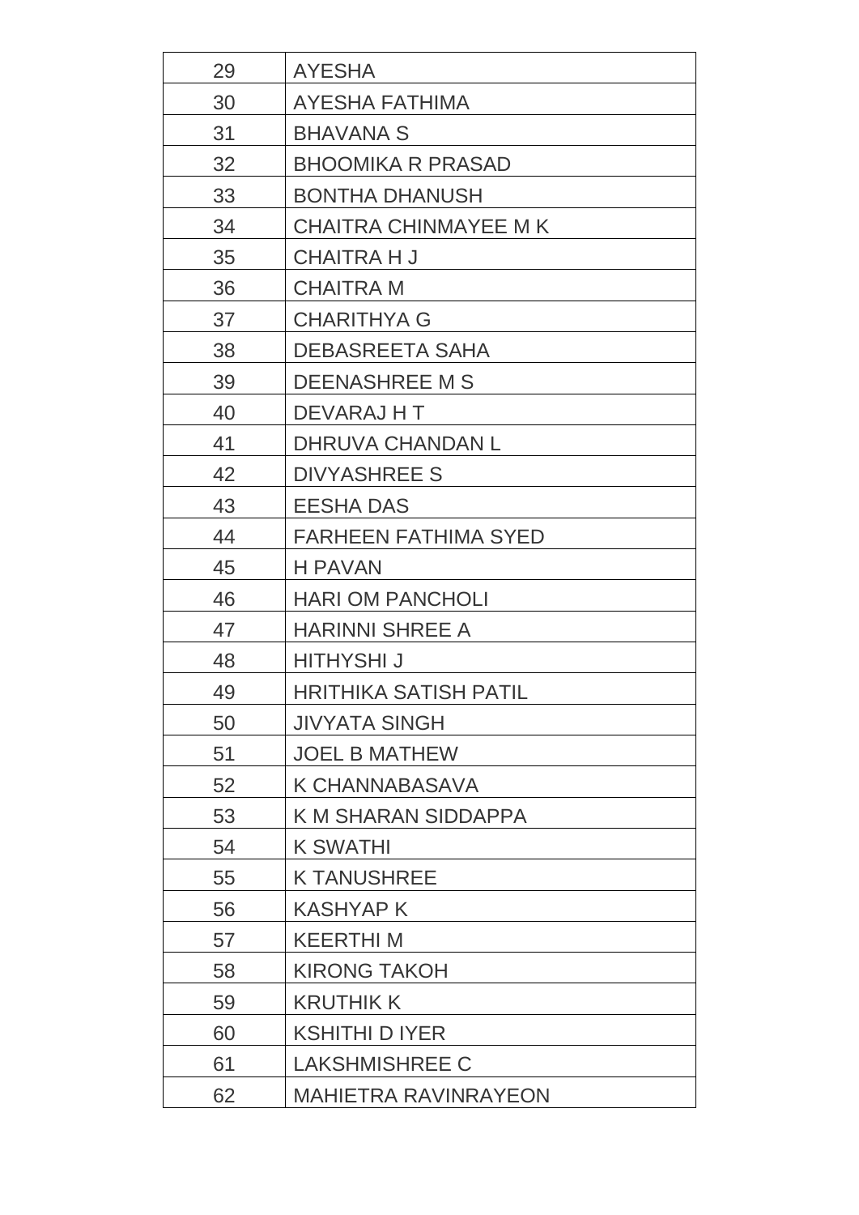| 29 | AYESHA |
|---|---|
| 30 | AYESHA FATHIMA |
| 31 | BHAVANA S |
| 32 | BHOOMIKA R PRASAD |
| 33 | BONTHA DHANUSH |
| 34 | CHAITRA CHINMAYEE M K |
| 35 | CHAITRA H J |
| 36 | CHAITRA M |
| 37 | CHARITHYA G |
| 38 | DEBASREETA SAHA |
| 39 | DEENASHREE M S |
| 40 | DEVARAJ H T |
| 41 | DHRUVA CHANDAN L |
| 42 | DIVYASHREE S |
| 43 | EESHA DAS |
| 44 | FARHEEN FATHIMA SYED |
| 45 | H PAVAN |
| 46 | HARI OM PANCHOLI |
| 47 | HARINNI SHREE A |
| 48 | HITHYSHI J |
| 49 | HRITHIKA SATISH PATIL |
| 50 | JIVYATA SINGH |
| 51 | JOEL B MATHEW |
| 52 | K CHANNABASAVA |
| 53 | K M SHARAN SIDDAPPA |
| 54 | K SWATHI |
| 55 | K TANUSHREE |
| 56 | KASHYAP K |
| 57 | KEERTHI M |
| 58 | KIRONG TAKOH |
| 59 | KRUTHIK K |
| 60 | KSHITHI D IYER |
| 61 | LAKSHMISHREE C |
| 62 | MAHIETRA RAVINRAYEON |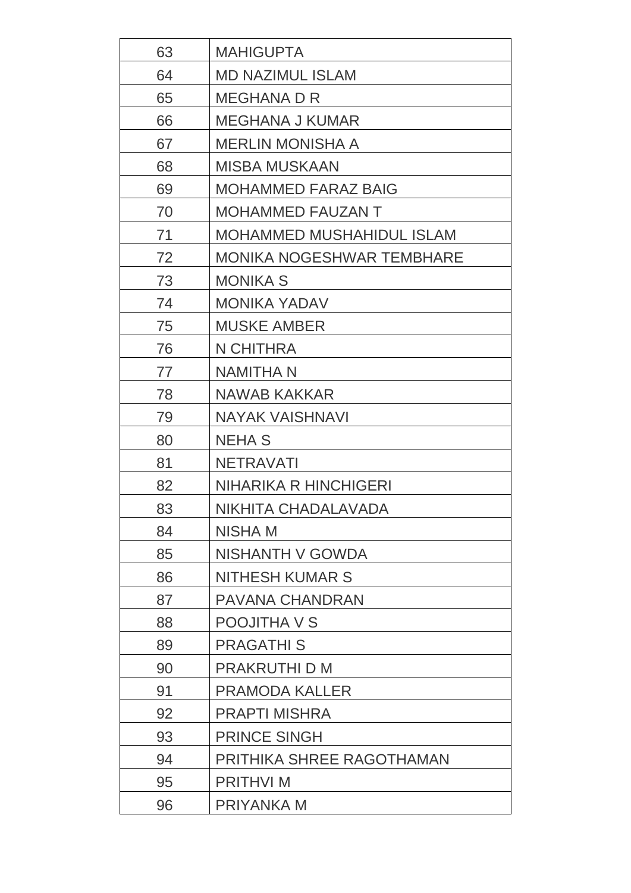| 63 | MAHIGUPTA |
|---|---|
| 64 | MD NAZIMUL ISLAM |
| 65 | MEGHANA D R |
| 66 | MEGHANA J KUMAR |
| 67 | MERLIN MONISHA A |
| 68 | MISBA MUSKAAN |
| 69 | MOHAMMED FARAZ BAIG |
| 70 | MOHAMMED FAUZAN T |
| 71 | MOHAMMED MUSHAHIDUL ISLAM |
| 72 | MONIKA NOGESHWAR TEMBHARE |
| 73 | MONIKA S |
| 74 | MONIKA YADAV |
| 75 | MUSKE AMBER |
| 76 | N CHITHRA |
| 77 | NAMITHA N |
| 78 | NAWAB KAKKAR |
| 79 | NAYAK VAISHNAVI |
| 80 | NEHA S |
| 81 | NETRAVATI |
| 82 | NIHARIKA R HINCHIGERI |
| 83 | NIKHITA CHADALAVADA |
| 84 | NISHA M |
| 85 | NISHANTH V GOWDA |
| 86 | NITHESH KUMAR S |
| 87 | PAVANA CHANDRAN |
| 88 | POOJITHA V S |
| 89 | PRAGATHI S |
| 90 | PRAKRUTHI D M |
| 91 | PRAMODA KALLER |
| 92 | PRAPTI MISHRA |
| 93 | PRINCE SINGH |
| 94 | PRITHIKA SHREE RAGOTHAMAN |
| 95 | PRITHVI M |
| 96 | PRIYANKA M |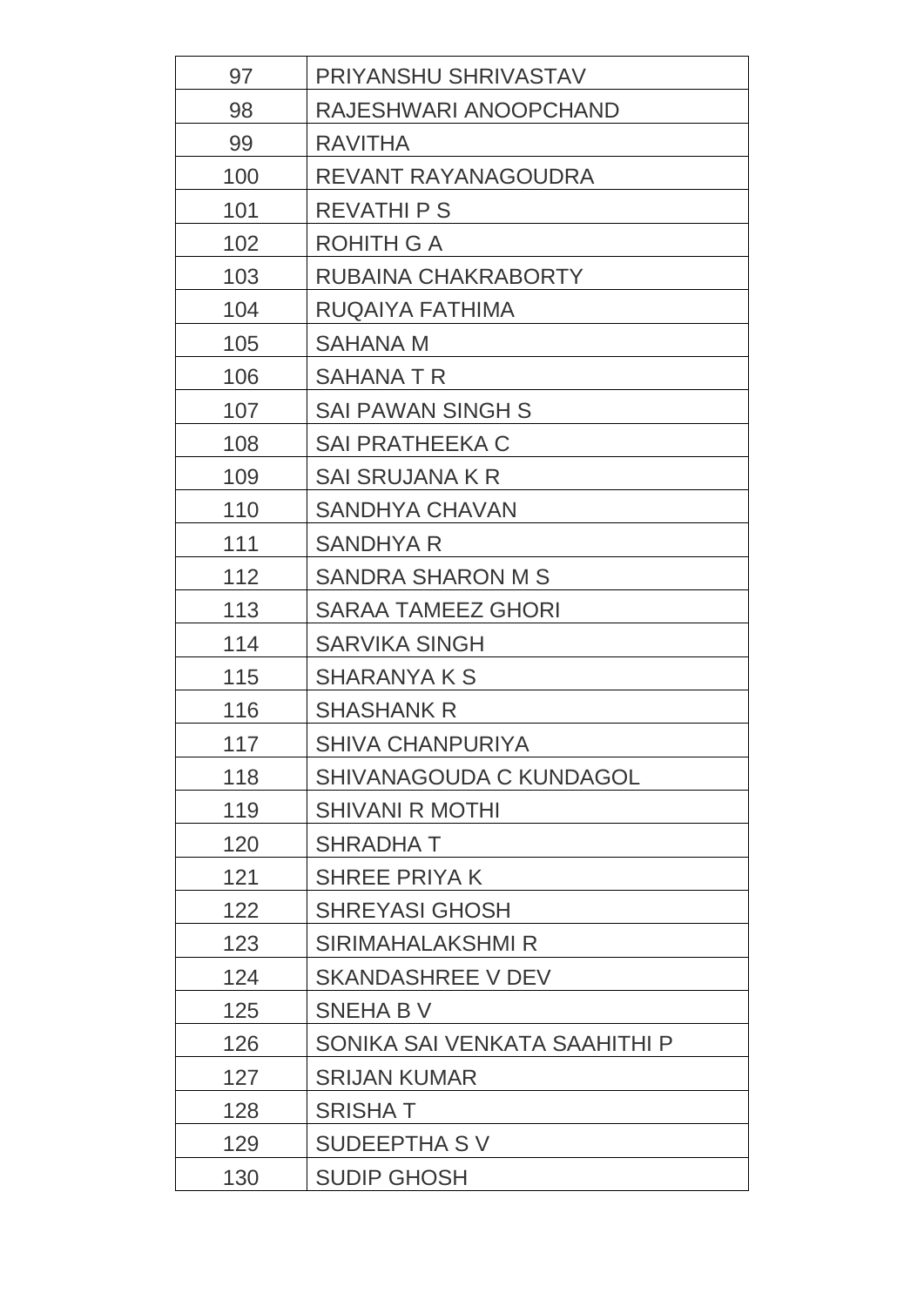| 97 | PRIYANSHU SHRIVASTAV |
|---|---|
| 98 | RAJESHWARI ANOOPCHAND |
| 99 | RAVITHA |
| 100 | REVANT RAYANAGOUDRA |
| 101 | REVATHI P S |
| 102 | ROHITH G A |
| 103 | RUBAINA CHAKRABORTY |
| 104 | RUQAIYA FATHIMA |
| 105 | SAHANA M |
| 106 | SAHANA T R |
| 107 | SAI PAWAN SINGH S |
| 108 | SAI PRATHEEKA C |
| 109 | SAI SRUJANA K R |
| 110 | SANDHYA CHAVAN |
| 111 | SANDHYA R |
| 112 | SANDRA SHARON M S |
| 113 | SARAA TAMEEZ GHORI |
| 114 | SARVIKA SINGH |
| 115 | SHARANYA K S |
| 116 | SHASHANK R |
| 117 | SHIVA CHANPURIYA |
| 118 | SHIVANAGOUDA C KUNDAGOL |
| 119 | SHIVANI R MOTHI |
| 120 | SHRADHA T |
| 121 | SHREE PRIYA K |
| 122 | SHREYASI GHOSH |
| 123 | SIRIMAHALAKSHMI R |
| 124 | SKANDASHREE V DEV |
| 125 | SNEHA B V |
| 126 | SONIKA SAI VENKATA SAAHITHI P |
| 127 | SRIJAN KUMAR |
| 128 | SRISHA T |
| 129 | SUDEEPTHA S V |
| 130 | SUDIP GHOSH |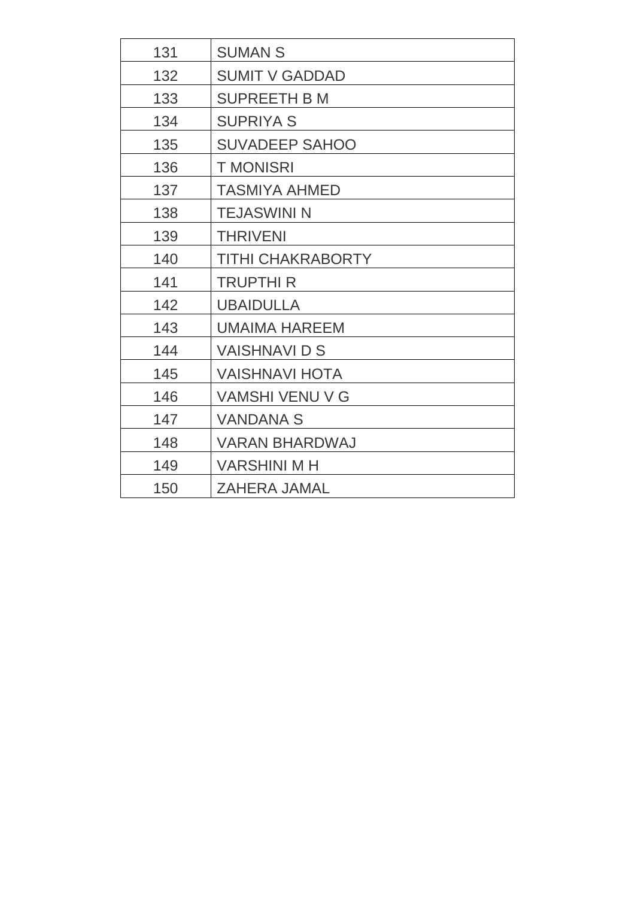| | |
|---|---|
| 131 | SUMAN S |
| 132 | SUMIT V GADDAD |
| 133 | SUPREETH B M |
| 134 | SUPRIYA S |
| 135 | SUVADEEP SAHOO |
| 136 | T MONISRI |
| 137 | TASMIYA AHMED |
| 138 | TEJASWINI N |
| 139 | THRIVENI |
| 140 | TITHI CHAKRABORTY |
| 141 | TRUPTHI R |
| 142 | UBAIDULLA |
| 143 | UMAIMA HAREEM |
| 144 | VAISHNAVI D S |
| 145 | VAISHNAVI HOTA |
| 146 | VAMSHI VENU V G |
| 147 | VANDANA S |
| 148 | VARAN BHARDWAJ |
| 149 | VARSHINI M H |
| 150 | ZAHERA JAMAL |